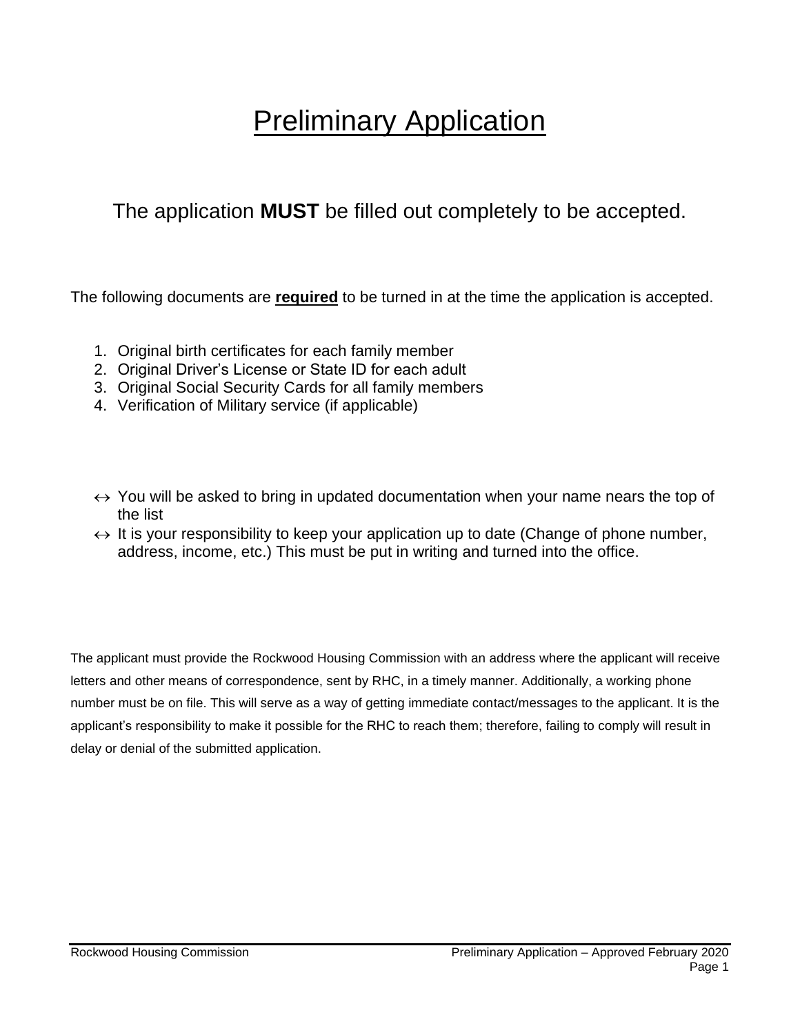# Preliminary Application

The application **MUST** be filled out completely to be accepted.

The following documents are **required** to be turned in at the time the application is accepted.

1. Original birth certificates for each family member
2. Original Driver's License or State ID for each adult
3. Original Social Security Cards for all family members
4. Verification of Military service (if applicable)

- ↔ You will be asked to bring in updated documentation when your name nears the top of the list
- ↔ It is your responsibility to keep your application up to date (Change of phone number, address, income, etc.) This must be put in writing and turned into the office.

The applicant must provide the Rockwood Housing Commission with an address where the applicant will receive letters and other means of correspondence, sent by RHC, in a timely manner. Additionally, a working phone number must be on file. This will serve as a way of getting immediate contact/messages to the applicant. It is the applicant's responsibility to make it possible for the RHC to reach them; therefore, failing to comply will result in delay or denial of the submitted application.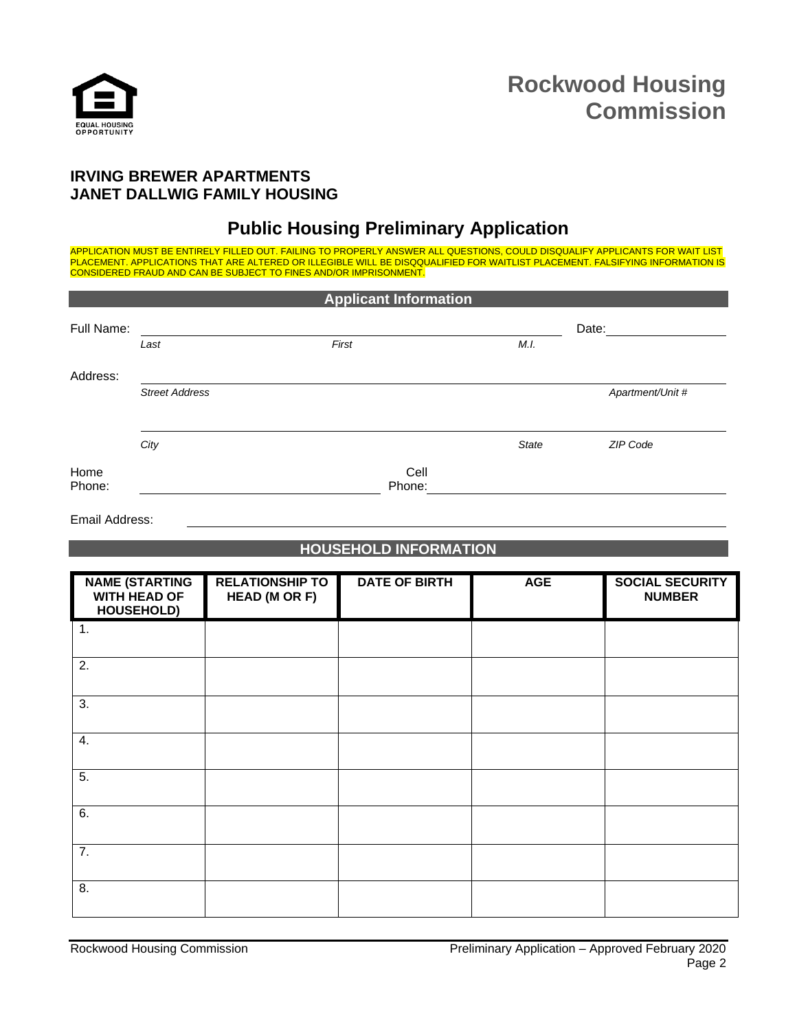EQUAL HOUSING OPPORTUNITY

# Rockwood Housing Commission

**IRVING BREWER APARTMENTS**
**JANET DALLWIG FAMILY HOUSING**

## Public Housing Preliminary Application

APPLICATION MUST BE ENTIRELY FILLED OUT. FAILING TO PROPERLY ANSWER ALL QUESTIONS, COULD DISQUALIFY APPLICANTS FOR WAIT LIST PLACEMENT. APPLICATIONS THAT ARE ALTERED OR ILLEGIBLE WILL BE DISQQUALIFIED FOR WAITLIST PLACEMENT. FALSIFYING INFORMATION IS CONSIDERED FRAUD AND CAN BE SUBJECT TO FINES AND/OR IMPRISONMENT.

### Applicant Information

Full Name: ______________________________________________ Date: ______________
*Last* *First* *M.I.*

Address: ____________________________________________________________
*Street Address* *Apartment/Unit #*

____________________________________________________________
*City* *State* *ZIP Code*

Home Phone: ______________________ Cell Phone: ______________________

Email Address: ____________________________________________________________

### HOUSEHOLD INFORMATION

| NAME (STARTING WITH HEAD OF HOUSEHOLD) | RELATIONSHIP TO HEAD (M OR F) | DATE OF BIRTH | AGE | SOCIAL SECURITY NUMBER |
|---|---|---|---|---|
| 1. | | | | |
| 2. | | | | |
| 3. | | | | |
| 4. | | | | |
| 5. | | | | |
| 6. | | | | |
| 7. | | | | |
| 8. | | | | |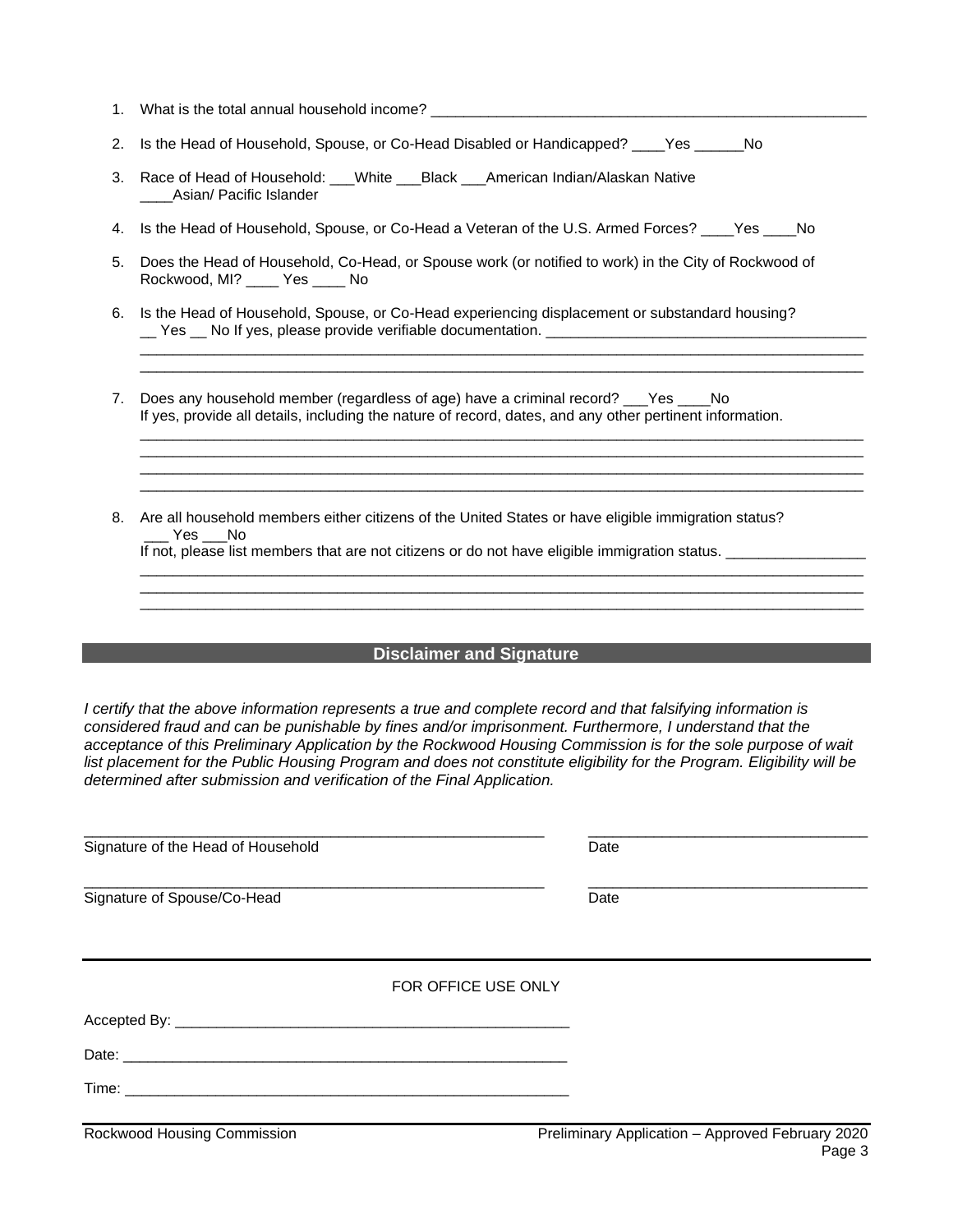1. What is the total annual household income? ______________________________________________________

2. Is the Head of Household, Spouse, or Co-Head Disabled or Handicapped? ____Yes ______No

3. Race of Head of Household: ___White ___Black ___American Indian/Alaskan Native ____Asian/ Pacific Islander

4. Is the Head of Household, Spouse, or Co-Head a Veteran of the U.S. Armed Forces? ____Yes ____No

5. Does the Head of Household, Co-Head, or Spouse work (or notified to work) in the City of Rockwood of Rockwood, MI? ____ Yes ____ No

6. Is the Head of Household, Spouse, or Co-Head experiencing displacement or substandard housing? __ Yes __ No If yes, please provide verifiable documentation. ________________________________________
_____________________________________________________________________________________________
_____________________________________________________________________________________________

7. Does any household member (regardless of age) have a criminal record? ___Yes ____No
If yes, provide all details, including the nature of record, dates, and any other pertinent information.
_____________________________________________________________________________________________
_____________________________________________________________________________________________
_____________________________________________________________________________________________
_____________________________________________________________________________________________

8. Are all household members either citizens of the United States or have eligible immigration status? ___ Yes ___No
If not, please list members that are not citizens or do not have eligible immigration status. _________________
_____________________________________________________________________________________________
_____________________________________________________________________________________________
_____________________________________________________________________________________________

## Disclaimer and Signature

*I certify that the above information represents a true and complete record and that falsifying information is considered fraud and can be punishable by fines and/or imprisonment. Furthermore, I understand that the acceptance of this Preliminary Application by the Rockwood Housing Commission is for the sole purpose of wait list placement for the Public Housing Program and does not constitute eligibility for the Program. Eligibility will be determined after submission and verification of the Final Application.*

_________________________________________________________ __________________________________
Signature of the Head of Household Date

_________________________________________________________ __________________________________
Signature of Spouse/Co-Head Date

FOR OFFICE USE ONLY

Accepted By: _________________________________________________

Date: _______________________________________________________

Time: _______________________________________________________

Rockwood Housing Commission Preliminary Application – Approved February 2020